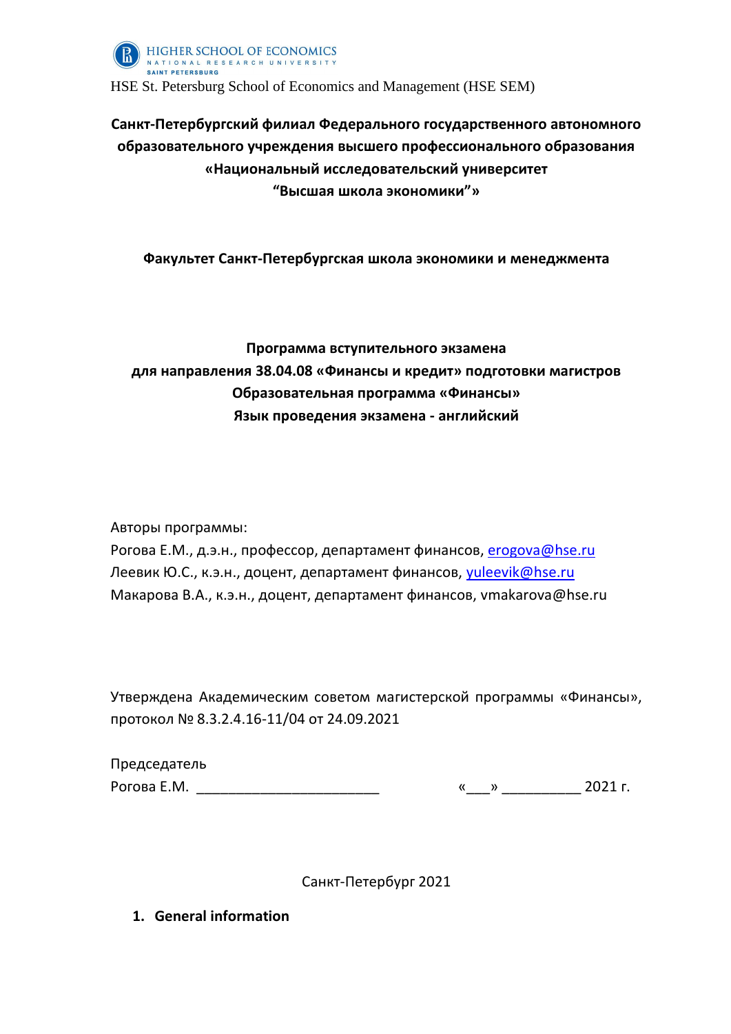HIGHER SCHOOL OF ECONOMICS
NATIONAL RESEARCH UNIVERSITY
SAINT PETERSBURG

HSE St. Petersburg School of Economics and Management (HSE SEM)

**Санкт-Петербургский филиал Федерального государственного автономного образовательного учреждения высшего профессионального образования «Национальный исследовательский университет “Высшая школа экономики”»**

**Факультет Санкт-Петербургская школа экономики и менеджмента**

**Программа вступительного экзамена**
**для направления 38.04.08 «Финансы и кредит» подготовки магистров**
**Образовательная программа «Финансы»**
**Язык проведения экзамена - английский**

Авторы программы:
Рогова Е.М., д.э.н., профессор, департамент финансов, erogova@hse.ru
Леевик Ю.С., к.э.н., доцент, департамент финансов, yuleevik@hse.ru
Макарова В.А., к.э.н., доцент, департамент финансов, vmakarova@hse.ru

Утверждена Академическим советом магистерской программы «Финансы», протокол № 8.3.2.4.16-11/04 от 24.09.2021

Председатель
Рогова Е.М. ________________________ «___» __________ 2021 г.

Санкт-Петербург 2021

## 1. General information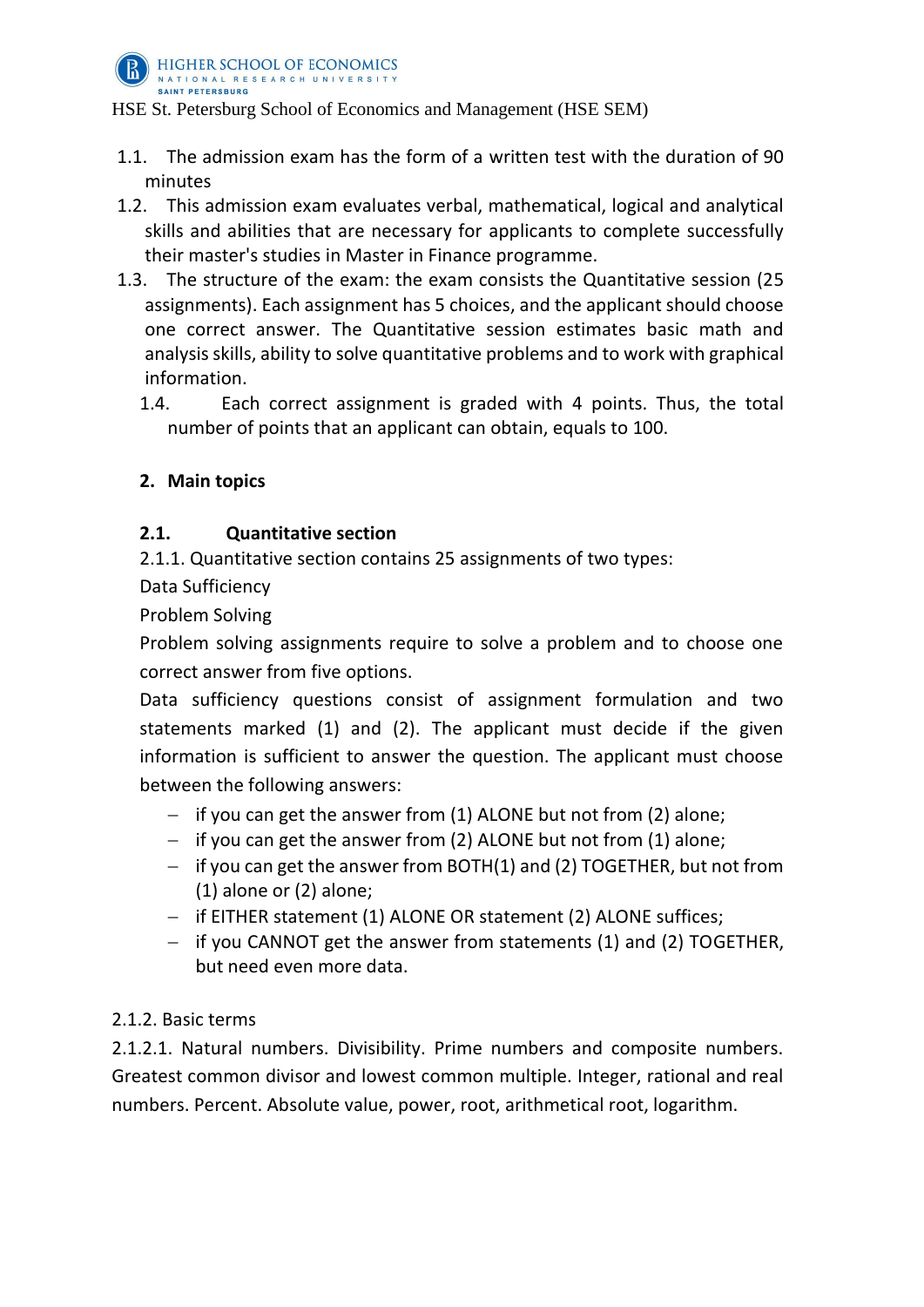1.1. The admission exam has the form of a written test with the duration of 90 minutes
1.2. This admission exam evaluates verbal, mathematical, logical and analytical skills and abilities that are necessary for applicants to complete successfully their master's studies in Master in Finance programme.
1.3. The structure of the exam: the exam consists the Quantitative session (25 assignments). Each assignment has 5 choices, and the applicant should choose one correct answer. The Quantitative session estimates basic math and analysis skills, ability to solve quantitative problems and to work with graphical information.
1.4. Each correct assignment is graded with 4 points. Thus, the total number of points that an applicant can obtain, equals to 100.

## 2. Main topics

### 2.1. Quantitative section

2.1.1. Quantitative section contains 25 assignments of two types:

Data Sufficiency

Problem Solving

Problem solving assignments require to solve a problem and to choose one correct answer from five options.

Data sufficiency questions consist of assignment formulation and two statements marked (1) and (2). The applicant must decide if the given information is sufficient to answer the question. The applicant must choose between the following answers:

- if you can get the answer from (1) ALONE but not from (2) alone;
- if you can get the answer from (2) ALONE but not from (1) alone;
- if you can get the answer from BOTH(1) and (2) TOGETHER, but not from (1) alone or (2) alone;
- if EITHER statement (1) ALONE OR statement (2) ALONE suffices;
- if you CANNOT get the answer from statements (1) and (2) TOGETHER, but need even more data.

2.1.2. Basic terms

2.1.2.1. Natural numbers. Divisibility. Prime numbers and composite numbers. Greatest common divisor and lowest common multiple. Integer, rational and real numbers. Percent. Absolute value, power, root, arithmetical root, logarithm.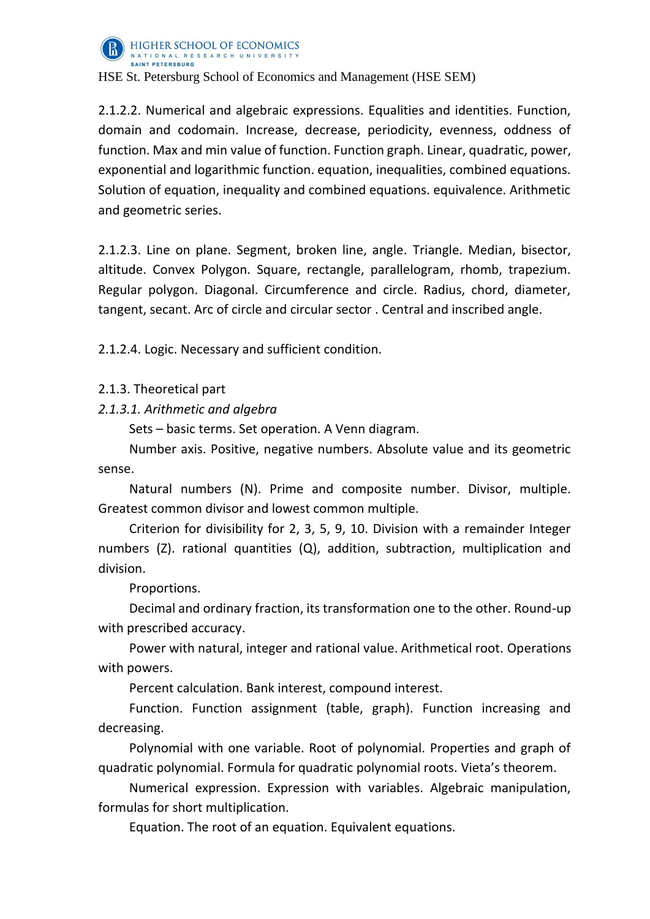2.1.2.2. Numerical and algebraic expressions. Equalities and identities. Function, domain and codomain. Increase, decrease, periodicity, evenness, oddness of function. Max and min value of function. Function graph. Linear, quadratic, power, exponential and logarithmic function. equation, inequalities, combined equations. Solution of equation, inequality and combined equations. equivalence. Arithmetic and geometric series.

2.1.2.3. Line on plane. Segment, broken line, angle. Triangle. Median, bisector, altitude. Convex Polygon. Square, rectangle, parallelogram, rhomb, trapezium. Regular polygon. Diagonal. Circumference and circle. Radius, chord, diameter, tangent, secant. Arc of circle and circular sector . Central and inscribed angle.

2.1.2.4. Logic. Necessary and sufficient condition.

2.1.3. Theoretical part

*2.1.3.1. Arithmetic and algebra*

Sets – basic terms. Set operation. A Venn diagram.

Number axis. Positive, negative numbers. Absolute value and its geometric sense.

Natural numbers (N). Prime and composite number. Divisor, multiple. Greatest common divisor and lowest common multiple.

Criterion for divisibility for 2, 3, 5, 9, 10. Division with a remainder Integer numbers (Z). rational quantities (Q), addition, subtraction, multiplication and division.

Proportions.

Decimal and ordinary fraction, its transformation one to the other. Round-up with prescribed accuracy.

Power with natural, integer and rational value. Arithmetical root. Operations with powers.

Percent calculation. Bank interest, compound interest.

Function. Function assignment (table, graph). Function increasing and decreasing.

Polynomial with one variable. Root of polynomial. Properties and graph of quadratic polynomial. Formula for quadratic polynomial roots. Vieta's theorem.

Numerical expression. Expression with variables. Algebraic manipulation, formulas for short multiplication.

Equation. The root of an equation. Equivalent equations.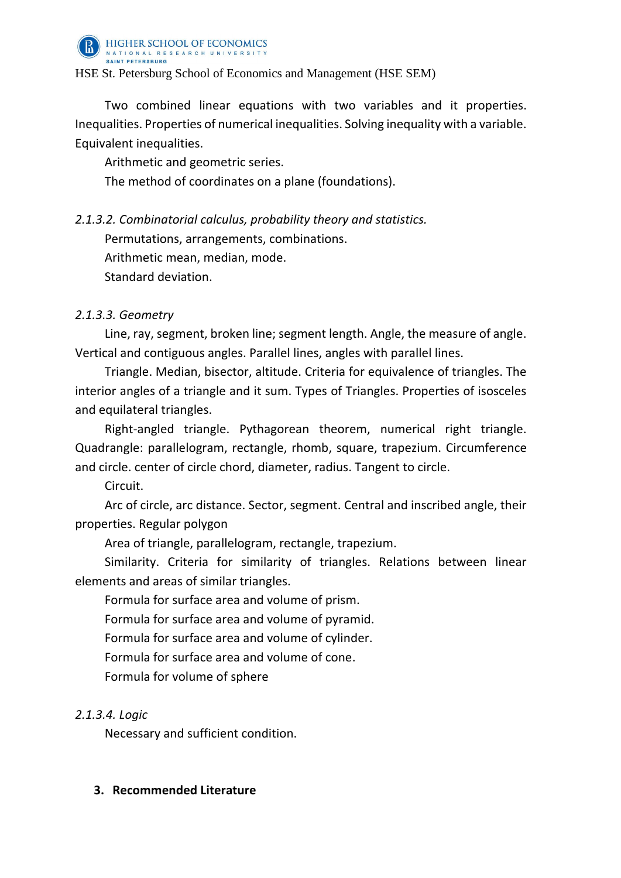Two combined linear equations with two variables and it properties. Inequalities. Properties of numerical inequalities. Solving inequality with a variable. Equivalent inequalities.

Arithmetic and geometric series.

The method of coordinates on a plane (foundations).

*2.1.3.2. Combinatorial calculus, probability theory and statistics.*

Permutations, arrangements, combinations.

Arithmetic mean, median, mode.

Standard deviation.

*2.1.3.3. Geometry*

Line, ray, segment, broken line; segment length. Angle, the measure of angle. Vertical and contiguous angles. Parallel lines, angles with parallel lines.

Triangle. Median, bisector, altitude. Criteria for equivalence of triangles. The interior angles of a triangle and it sum. Types of Triangles. Properties of isosceles and equilateral triangles.

Right-angled triangle. Pythagorean theorem, numerical right triangle. Quadrangle: parallelogram, rectangle, rhomb, square, trapezium. Circumference and circle. center of circle chord, diameter, radius. Tangent to circle.

Circuit.

Arc of circle, arc distance. Sector, segment. Central and inscribed angle, their properties. Regular polygon

Area of triangle, parallelogram, rectangle, trapezium.

Similarity. Criteria for similarity of triangles. Relations between linear elements and areas of similar triangles.

Formula for surface area and volume of prism.

Formula for surface area and volume of pyramid.

Formula for surface area and volume of cylinder.

Formula for surface area and volume of cone.

Formula for volume of sphere

*2.1.3.4. Logic*

Necessary and sufficient condition.

## 3. Recommended Literature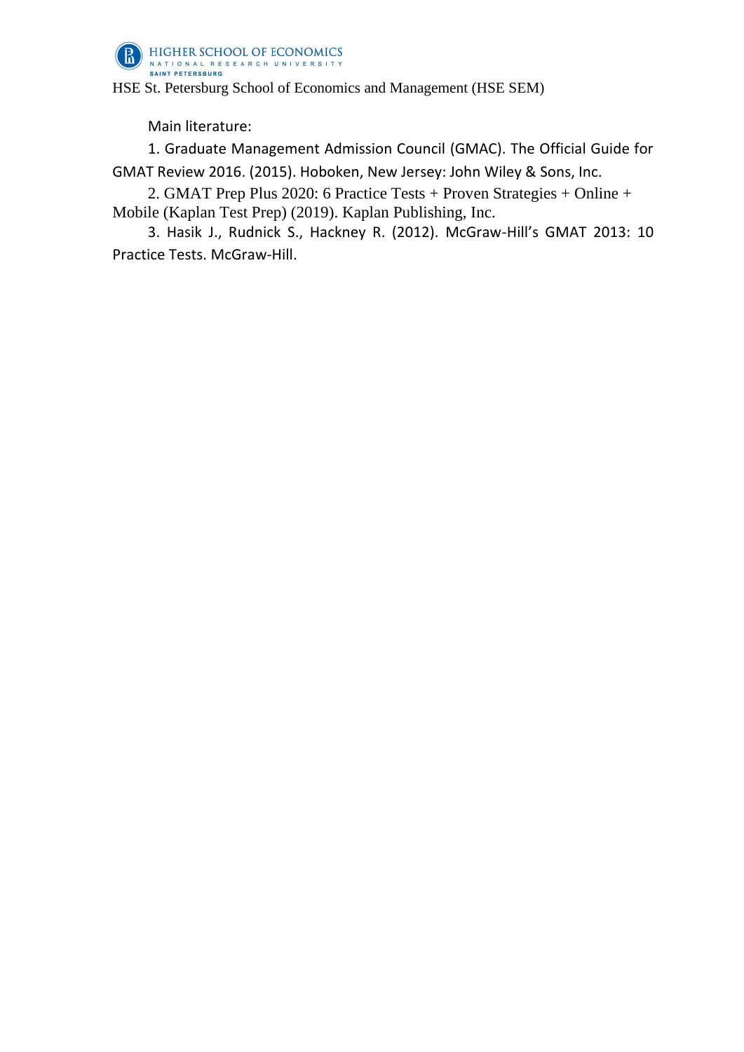Main literature:

1. Graduate Management Admission Council (GMAC). The Official Guide for GMAT Review 2016. (2015). Hoboken, New Jersey: John Wiley & Sons, Inc.

2. GMAT Prep Plus 2020: 6 Practice Tests + Proven Strategies + Online + Mobile (Kaplan Test Prep) (2019). Kaplan Publishing, Inc.

3. Hasik J., Rudnick S., Hackney R. (2012). McGraw-Hill's GMAT 2013: 10 Practice Tests. McGraw-Hill.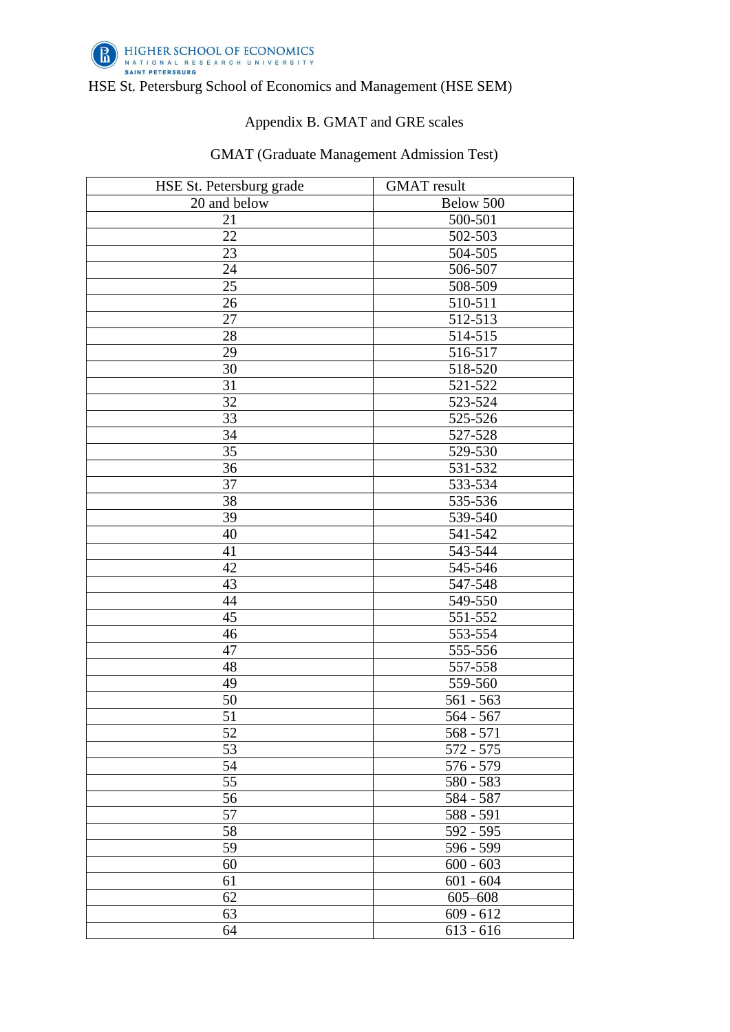HIGHER SCHOOL OF ECONOMICS
NATIONAL RESEARCH UNIVERSITY
SAINT PETERSBURG

HSE St. Petersburg School of Economics and Management (HSE SEM)

## Appendix B. GMAT and GRE scales

### GMAT (Graduate Management Admission Test)

| HSE St. Petersburg grade | GMAT result |
|---|---|
| 20 and below | Below 500 |
| 21 | 500-501 |
| 22 | 502-503 |
| 23 | 504-505 |
| 24 | 506-507 |
| 25 | 508-509 |
| 26 | 510-511 |
| 27 | 512-513 |
| 28 | 514-515 |
| 29 | 516-517 |
| 30 | 518-520 |
| 31 | 521-522 |
| 32 | 523-524 |
| 33 | 525-526 |
| 34 | 527-528 |
| 35 | 529-530 |
| 36 | 531-532 |
| 37 | 533-534 |
| 38 | 535-536 |
| 39 | 539-540 |
| 40 | 541-542 |
| 41 | 543-544 |
| 42 | 545-546 |
| 43 | 547-548 |
| 44 | 549-550 |
| 45 | 551-552 |
| 46 | 553-554 |
| 47 | 555-556 |
| 48 | 557-558 |
| 49 | 559-560 |
| 50 | 561 - 563 |
| 51 | 564 - 567 |
| 52 | 568 - 571 |
| 53 | 572 - 575 |
| 54 | 576 - 579 |
| 55 | 580 - 583 |
| 56 | 584 - 587 |
| 57 | 588 - 591 |
| 58 | 592 - 595 |
| 59 | 596 - 599 |
| 60 | 600 - 603 |
| 61 | 601 - 604 |
| 62 | 605–608 |
| 63 | 609 - 612 |
| 64 | 613 - 616 |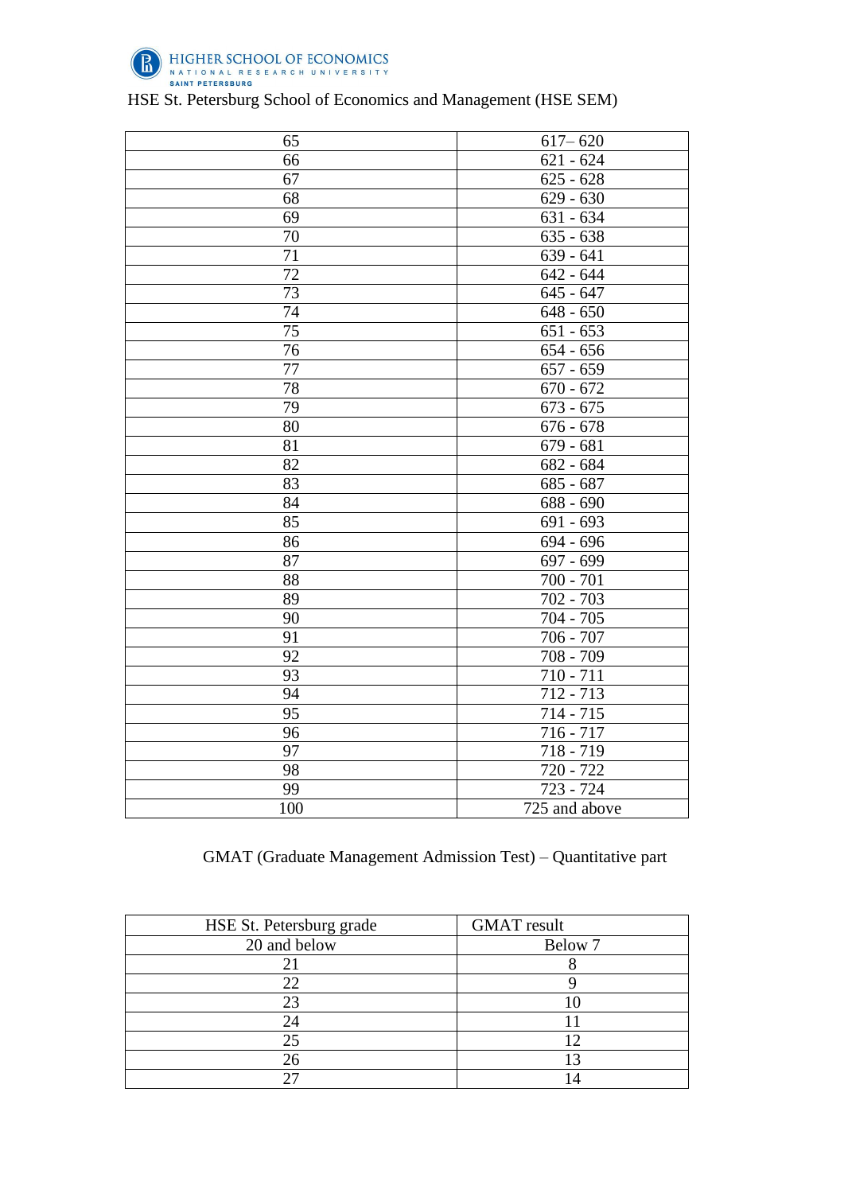HSE St. Petersburg School of Economics and Management (HSE SEM)

| | |
|---|---|
| 65 | 617– 620 |
| 66 | 621 - 624 |
| 67 | 625 - 628 |
| 68 | 629 - 630 |
| 69 | 631 - 634 |
| 70 | 635 - 638 |
| 71 | 639 - 641 |
| 72 | 642 - 644 |
| 73 | 645 - 647 |
| 74 | 648 - 650 |
| 75 | 651 - 653 |
| 76 | 654 - 656 |
| 77 | 657 - 659 |
| 78 | 670 - 672 |
| 79 | 673 - 675 |
| 80 | 676 - 678 |
| 81 | 679 - 681 |
| 82 | 682 - 684 |
| 83 | 685 - 687 |
| 84 | 688 - 690 |
| 85 | 691 - 693 |
| 86 | 694 - 696 |
| 87 | 697 - 699 |
| 88 | 700 - 701 |
| 89 | 702 - 703 |
| 90 | 704 - 705 |
| 91 | 706 - 707 |
| 92 | 708 - 709 |
| 93 | 710 - 711 |
| 94 | 712 - 713 |
| 95 | 714 - 715 |
| 96 | 716 - 717 |
| 97 | 718 - 719 |
| 98 | 720 - 722 |
| 99 | 723 - 724 |
| 100 | 725 and above |

GMAT (Graduate Management Admission Test) – Quantitative part

| HSE St. Petersburg grade | GMAT result |
|---|---|
| 20 and below | Below 7 |
| 21 | 8 |
| 22 | 9 |
| 23 | 10 |
| 24 | 11 |
| 25 | 12 |
| 26 | 13 |
| 27 | 14 |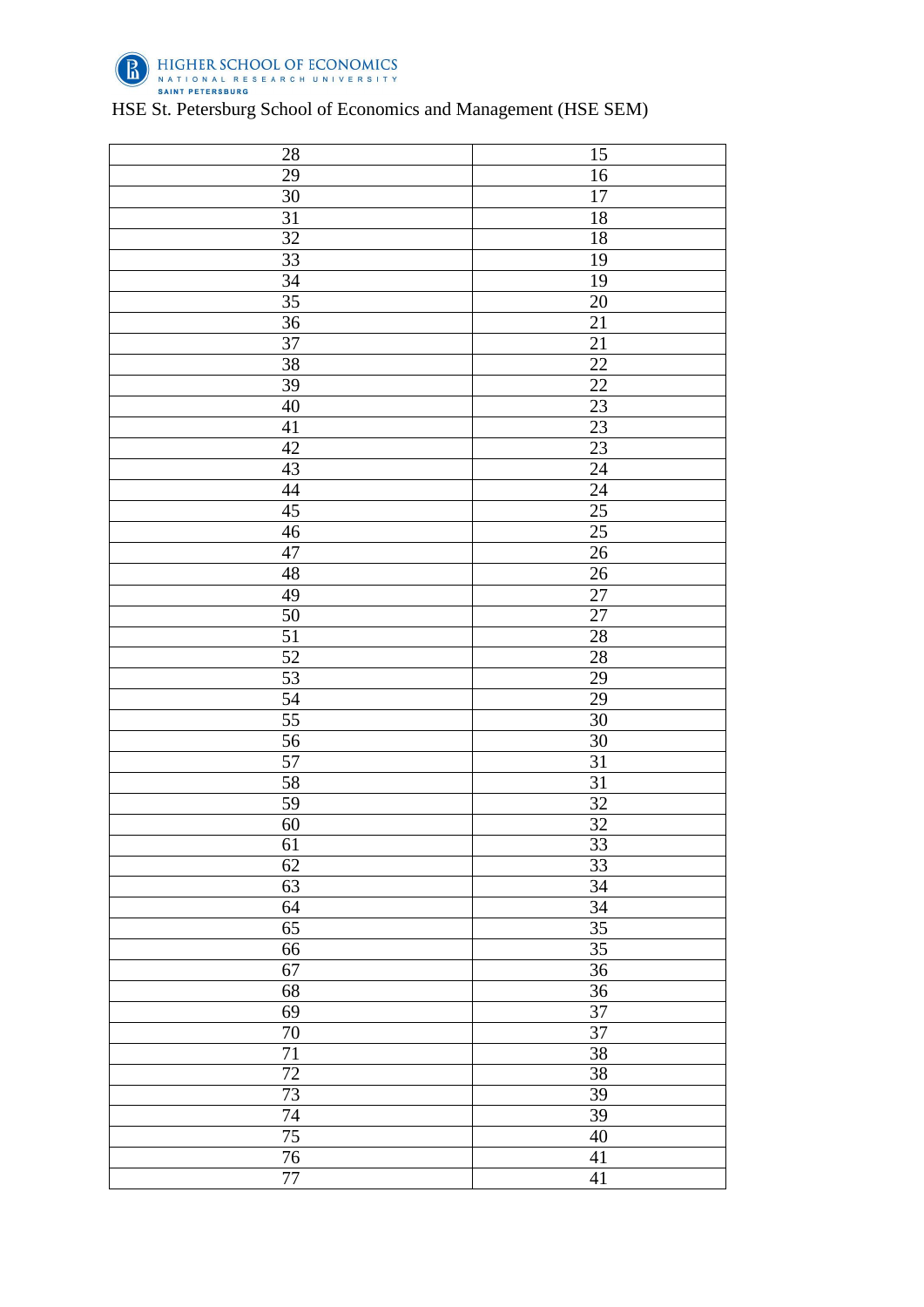| 28 | 15 |
|---|---|
| 29 | 16 |
| 30 | 17 |
| 31 | 18 |
| 32 | 18 |
| 33 | 19 |
| 34 | 19 |
| 35 | 20 |
| 36 | 21 |
| 37 | 21 |
| 38 | 22 |
| 39 | 22 |
| 40 | 23 |
| 41 | 23 |
| 42 | 23 |
| 43 | 24 |
| 44 | 24 |
| 45 | 25 |
| 46 | 25 |
| 47 | 26 |
| 48 | 26 |
| 49 | 27 |
| 50 | 27 |
| 51 | 28 |
| 52 | 28 |
| 53 | 29 |
| 54 | 29 |
| 55 | 30 |
| 56 | 30 |
| 57 | 31 |
| 58 | 31 |
| 59 | 32 |
| 60 | 32 |
| 61 | 33 |
| 62 | 33 |
| 63 | 34 |
| 64 | 34 |
| 65 | 35 |
| 66 | 35 |
| 67 | 36 |
| 68 | 36 |
| 69 | 37 |
| 70 | 37 |
| 71 | 38 |
| 72 | 38 |
| 73 | 39 |
| 74 | 39 |
| 75 | 40 |
| 76 | 41 |
| 77 | 41 |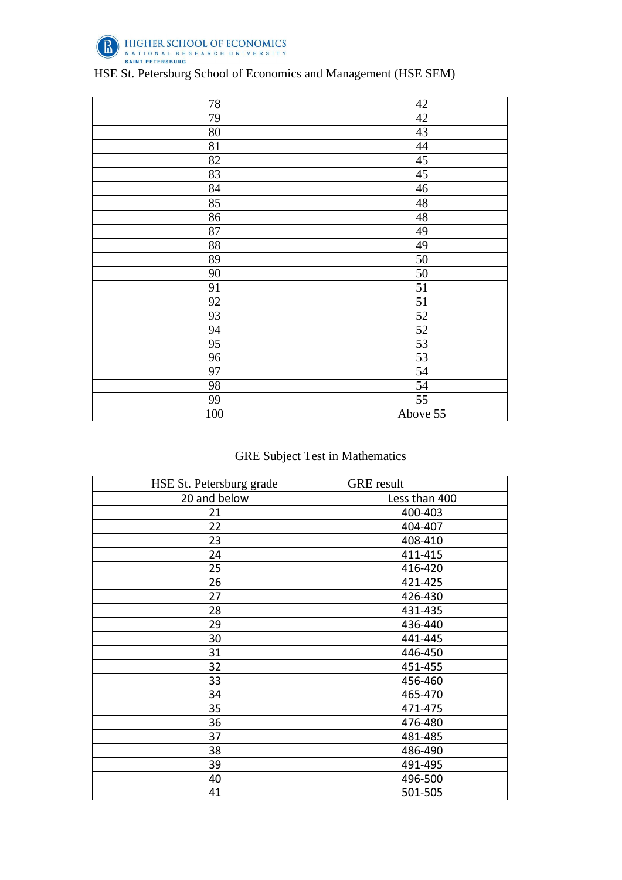HSE St. Petersburg School of Economics and Management (HSE SEM)

| | |
|---|---|
| 78 | 42 |
| 79 | 42 |
| 80 | 43 |
| 81 | 44 |
| 82 | 45 |
| 83 | 45 |
| 84 | 46 |
| 85 | 48 |
| 86 | 48 |
| 87 | 49 |
| 88 | 49 |
| 89 | 50 |
| 90 | 50 |
| 91 | 51 |
| 92 | 51 |
| 93 | 52 |
| 94 | 52 |
| 95 | 53 |
| 96 | 53 |
| 97 | 54 |
| 98 | 54 |
| 99 | 55 |
| 100 | Above 55 |

GRE Subject Test in Mathematics

| HSE St. Petersburg grade | GRE result |
|---|---|
| 20 and below | Less than 400 |
| 21 | 400-403 |
| 22 | 404-407 |
| 23 | 408-410 |
| 24 | 411-415 |
| 25 | 416-420 |
| 26 | 421-425 |
| 27 | 426-430 |
| 28 | 431-435 |
| 29 | 436-440 |
| 30 | 441-445 |
| 31 | 446-450 |
| 32 | 451-455 |
| 33 | 456-460 |
| 34 | 465-470 |
| 35 | 471-475 |
| 36 | 476-480 |
| 37 | 481-485 |
| 38 | 486-490 |
| 39 | 491-495 |
| 40 | 496-500 |
| 41 | 501-505 |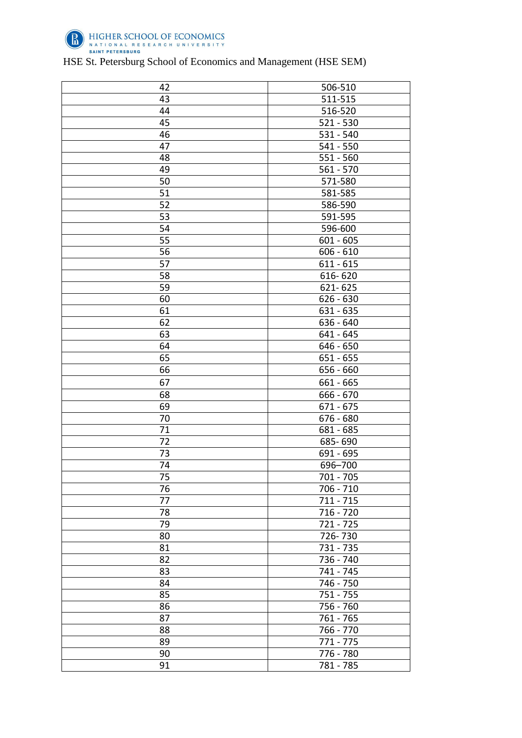| 42 | 506-510 |
|---|---|
| 43 | 511-515 |
| 44 | 516-520 |
| 45 | 521 - 530 |
| 46 | 531 - 540 |
| 47 | 541 - 550 |
| 48 | 551 - 560 |
| 49 | 561 - 570 |
| 50 | 571-580 |
| 51 | 581-585 |
| 52 | 586-590 |
| 53 | 591-595 |
| 54 | 596-600 |
| 55 | 601 - 605 |
| 56 | 606 - 610 |
| 57 | 611 - 615 |
| 58 | 616- 620 |
| 59 | 621- 625 |
| 60 | 626 - 630 |
| 61 | 631 - 635 |
| 62 | 636 - 640 |
| 63 | 641 - 645 |
| 64 | 646 - 650 |
| 65 | 651 - 655 |
| 66 | 656 - 660 |
| 67 | 661 - 665 |
| 68 | 666 - 670 |
| 69 | 671 - 675 |
| 70 | 676 - 680 |
| 71 | 681 - 685 |
| 72 | 685- 690 |
| 73 | 691 - 695 |
| 74 | 696–700 |
| 75 | 701 - 705 |
| 76 | 706 - 710 |
| 77 | 711 - 715 |
| 78 | 716 - 720 |
| 79 | 721 - 725 |
| 80 | 726- 730 |
| 81 | 731 - 735 |
| 82 | 736 - 740 |
| 83 | 741 - 745 |
| 84 | 746 - 750 |
| 85 | 751 - 755 |
| 86 | 756 - 760 |
| 87 | 761 - 765 |
| 88 | 766 - 770 |
| 89 | 771 - 775 |
| 90 | 776 - 780 |
| 91 | 781 - 785 |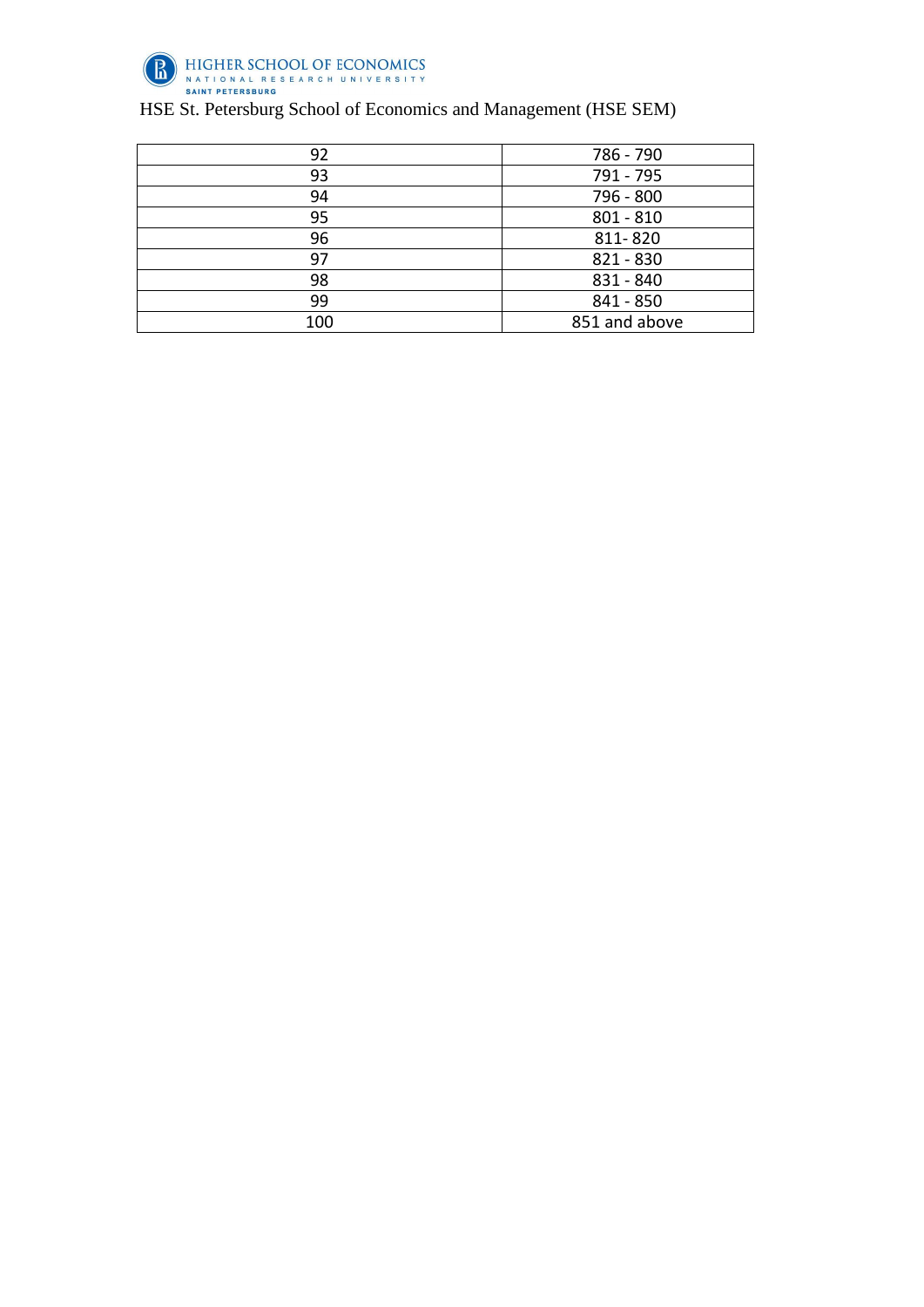| 92 | 786 - 790 |
| --- | --- |
| 93 | 791 - 795 |
| 94 | 796 - 800 |
| 95 | 801 - 810 |
| 96 | 811- 820 |
| 97 | 821 - 830 |
| 98 | 831 - 840 |
| 99 | 841 - 850 |
| 100 | 851 and above |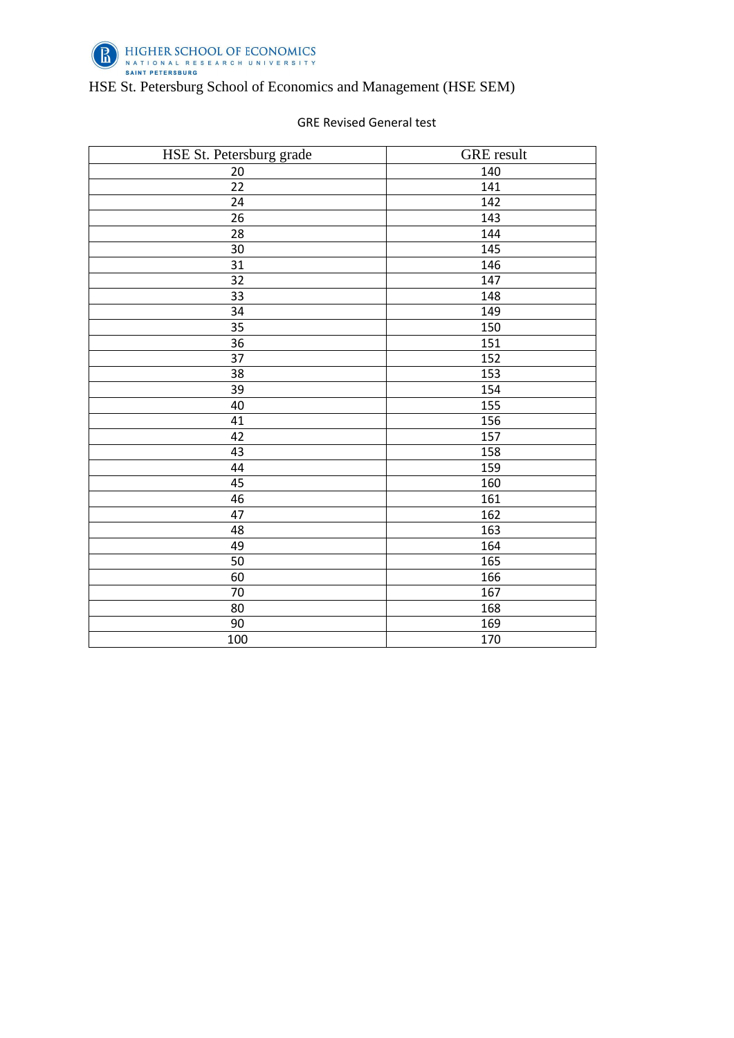HIGHER SCHOOL OF ECONOMICS
NATIONAL RESEARCH UNIVERSITY
SAINT PETERSBURG

HSE St. Petersburg School of Economics and Management (HSE SEM)

GRE Revised General test

| HSE St. Petersburg grade | GRE result |
|---|---|
| 20 | 140 |
| 22 | 141 |
| 24 | 142 |
| 26 | 143 |
| 28 | 144 |
| 30 | 145 |
| 31 | 146 |
| 32 | 147 |
| 33 | 148 |
| 34 | 149 |
| 35 | 150 |
| 36 | 151 |
| 37 | 152 |
| 38 | 153 |
| 39 | 154 |
| 40 | 155 |
| 41 | 156 |
| 42 | 157 |
| 43 | 158 |
| 44 | 159 |
| 45 | 160 |
| 46 | 161 |
| 47 | 162 |
| 48 | 163 |
| 49 | 164 |
| 50 | 165 |
| 60 | 166 |
| 70 | 167 |
| 80 | 168 |
| 90 | 169 |
| 100 | 170 |